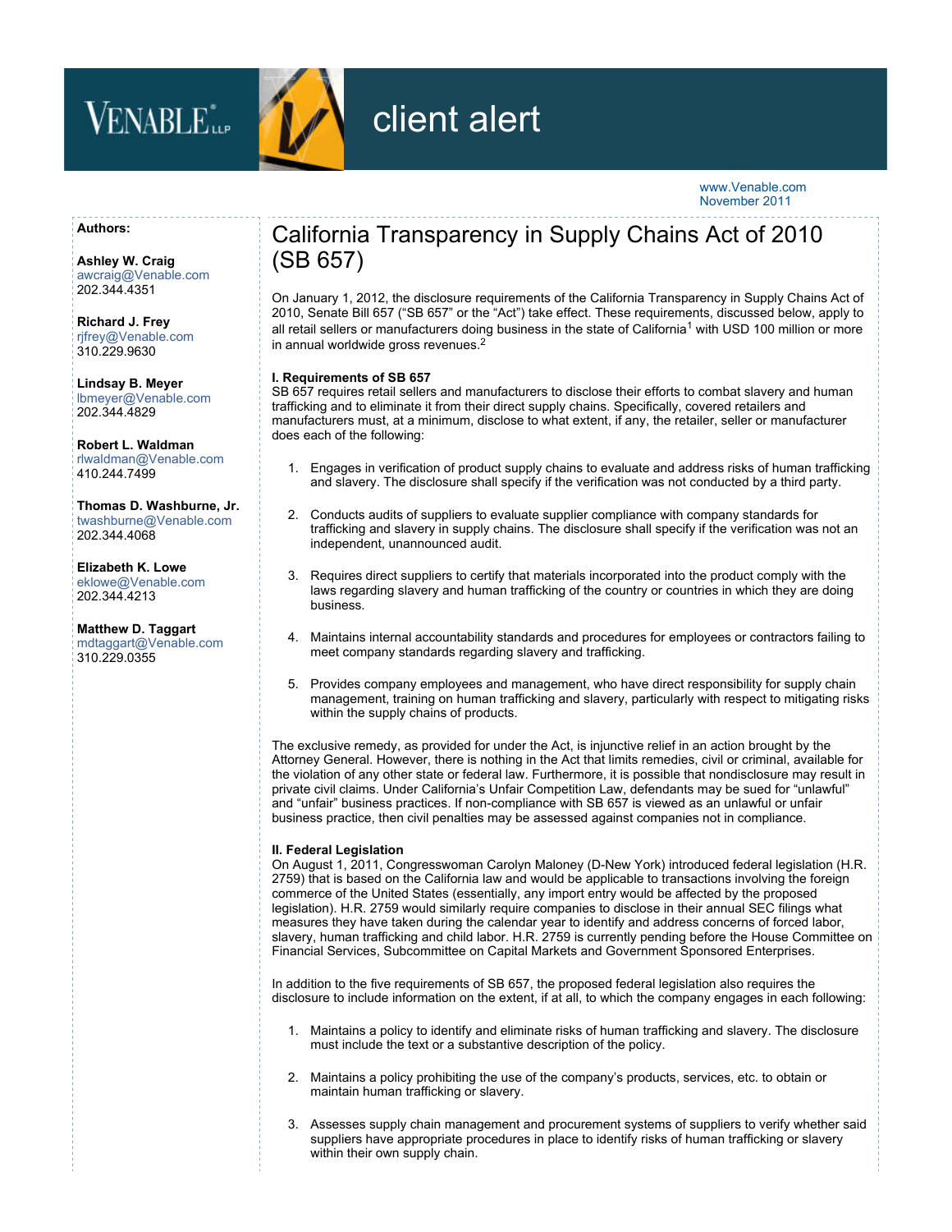VENABLE LLP

# client alert

www.Venable.com
November 2011

**Authors:**

**Ashley W. Craig**
awcraig@Venable.com
202.344.4351

**Richard J. Frey**
rjfrey@Venable.com
310.229.9630

**Lindsay B. Meyer**
lbmeyer@Venable.com
202.344.4829

**Robert L. Waldman**
rlwaldman@Venable.com
410.244.7499

**Thomas D. Washburne, Jr.**
twashburne@Venable.com
202.344.4068

**Elizabeth K. Lowe**
eklowe@Venable.com
202.344.4213

**Matthew D. Taggart**
mdtaggart@Venable.com
310.229.0355

## California Transparency in Supply Chains Act of 2010 (SB 657)

On January 1, 2012, the disclosure requirements of the California Transparency in Supply Chains Act of 2010, Senate Bill 657 ("SB 657" or the "Act") take effect. These requirements, discussed below, apply to all retail sellers or manufacturers doing business in the state of California[1] with USD 100 million or more in annual worldwide gross revenues.[2]

**I. Requirements of SB 657**

SB 657 requires retail sellers and manufacturers to disclose their efforts to combat slavery and human trafficking and to eliminate it from their direct supply chains. Specifically, covered retailers and manufacturers must, at a minimum, disclose to what extent, if any, the retailer, seller or manufacturer does each of the following:

1. Engages in verification of product supply chains to evaluate and address risks of human trafficking and slavery. The disclosure shall specify if the verification was not conducted by a third party.

2. Conducts audits of suppliers to evaluate supplier compliance with company standards for trafficking and slavery in supply chains. The disclosure shall specify if the verification was not an independent, unannounced audit.

3. Requires direct suppliers to certify that materials incorporated into the product comply with the laws regarding slavery and human trafficking of the country or countries in which they are doing business.

4. Maintains internal accountability standards and procedures for employees or contractors failing to meet company standards regarding slavery and trafficking.

5. Provides company employees and management, who have direct responsibility for supply chain management, training on human trafficking and slavery, particularly with respect to mitigating risks within the supply chains of products.

The exclusive remedy, as provided for under the Act, is injunctive relief in an action brought by the Attorney General. However, there is nothing in the Act that limits remedies, civil or criminal, available for the violation of any other state or federal law. Furthermore, it is possible that nondisclosure may result in private civil claims. Under California's Unfair Competition Law, defendants may be sued for "unlawful" and "unfair" business practices. If non-compliance with SB 657 is viewed as an unlawful or unfair business practice, then civil penalties may be assessed against companies not in compliance.

**II. Federal Legislation**

On August 1, 2011, Congresswoman Carolyn Maloney (D-New York) introduced federal legislation (H.R. 2759) that is based on the California law and would be applicable to transactions involving the foreign commerce of the United States (essentially, any import entry would be affected by the proposed legislation). H.R. 2759 would similarly require companies to disclose in their annual SEC filings what measures they have taken during the calendar year to identify and address concerns of forced labor, slavery, human trafficking and child labor. H.R. 2759 is currently pending before the House Committee on Financial Services, Subcommittee on Capital Markets and Government Sponsored Enterprises.

In addition to the five requirements of SB 657, the proposed federal legislation also requires the disclosure to include information on the extent, if at all, to which the company engages in each following:

1. Maintains a policy to identify and eliminate risks of human trafficking and slavery. The disclosure must include the text or a substantive description of the policy.

2. Maintains a policy prohibiting the use of the company's products, services, etc. to obtain or maintain human trafficking or slavery.

3. Assesses supply chain management and procurement systems of suppliers to verify whether said suppliers have appropriate procedures in place to identify risks of human trafficking or slavery within their own supply chain.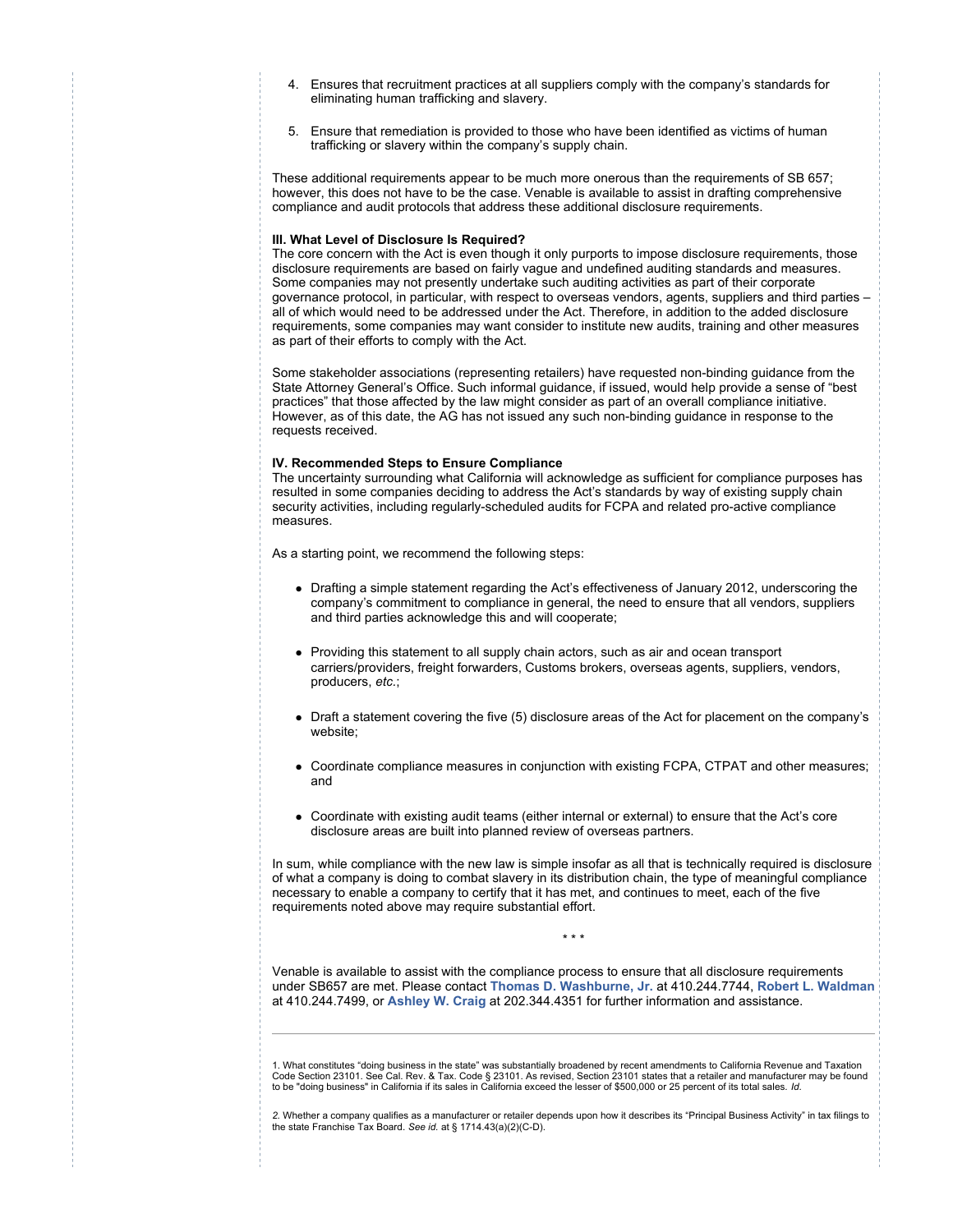4. Ensures that recruitment practices at all suppliers comply with the company's standards for eliminating human trafficking and slavery.

5. Ensure that remediation is provided to those who have been identified as victims of human trafficking or slavery within the company's supply chain.

These additional requirements appear to be much more onerous than the requirements of SB 657; however, this does not have to be the case. Venable is available to assist in drafting comprehensive compliance and audit protocols that address these additional disclosure requirements.

**III. What Level of Disclosure Is Required?**

The core concern with the Act is even though it only purports to impose disclosure requirements, those disclosure requirements are based on fairly vague and undefined auditing standards and measures. Some companies may not presently undertake such auditing activities as part of their corporate governance protocol, in particular, with respect to overseas vendors, agents, suppliers and third parties – all of which would need to be addressed under the Act. Therefore, in addition to the added disclosure requirements, some companies may want consider to institute new audits, training and other measures as part of their efforts to comply with the Act.

Some stakeholder associations (representing retailers) have requested non-binding guidance from the State Attorney General's Office. Such informal guidance, if issued, would help provide a sense of "best practices" that those affected by the law might consider as part of an overall compliance initiative. However, as of this date, the AG has not issued any such non-binding guidance in response to the requests received.

**IV. Recommended Steps to Ensure Compliance**

The uncertainty surrounding what California will acknowledge as sufficient for compliance purposes has resulted in some companies deciding to address the Act's standards by way of existing supply chain security activities, including regularly-scheduled audits for FCPA and related pro-active compliance measures.

As a starting point, we recommend the following steps:

- Drafting a simple statement regarding the Act's effectiveness of January 2012, underscoring the company's commitment to compliance in general, the need to ensure that all vendors, suppliers and third parties acknowledge this and will cooperate;

- Providing this statement to all supply chain actors, such as air and ocean transport carriers/providers, freight forwarders, Customs brokers, overseas agents, suppliers, vendors, producers, *etc.*;

- Draft a statement covering the five (5) disclosure areas of the Act for placement on the company's website;

- Coordinate compliance measures in conjunction with existing FCPA, CTPAT and other measures; and

- Coordinate with existing audit teams (either internal or external) to ensure that the Act's core disclosure areas are built into planned review of overseas partners.

In sum, while compliance with the new law is simple insofar as all that is technically required is disclosure of what a company is doing to combat slavery in its distribution chain, the type of meaningful compliance necessary to enable a company to certify that it has met, and continues to meet, each of the five requirements noted above may require substantial effort.

\* \* \*

Venable is available to assist with the compliance process to ensure that all disclosure requirements under SB657 are met. Please contact **Thomas D. Washburne, Jr.** at 410.244.7744, **Robert L. Waldman** at 410.244.7499, or **Ashley W. Craig** at 202.344.4351 for further information and assistance.

---

1. What constitutes "doing business in the state" was substantially broadened by recent amendments to California Revenue and Taxation Code Section 23101. See Cal. Rev. & Tax. Code § 23101. As revised, Section 23101 states that a retailer and manufacturer may be found to be "doing business" in California if its sales in California exceed the lesser of $500,000 or 25 percent of its total sales. *Id.*

2. Whether a company qualifies as a manufacturer or retailer depends upon how it describes its "Principal Business Activity" in tax filings to the state Franchise Tax Board. *See id.* at § 1714.43(a)(2)(C-D).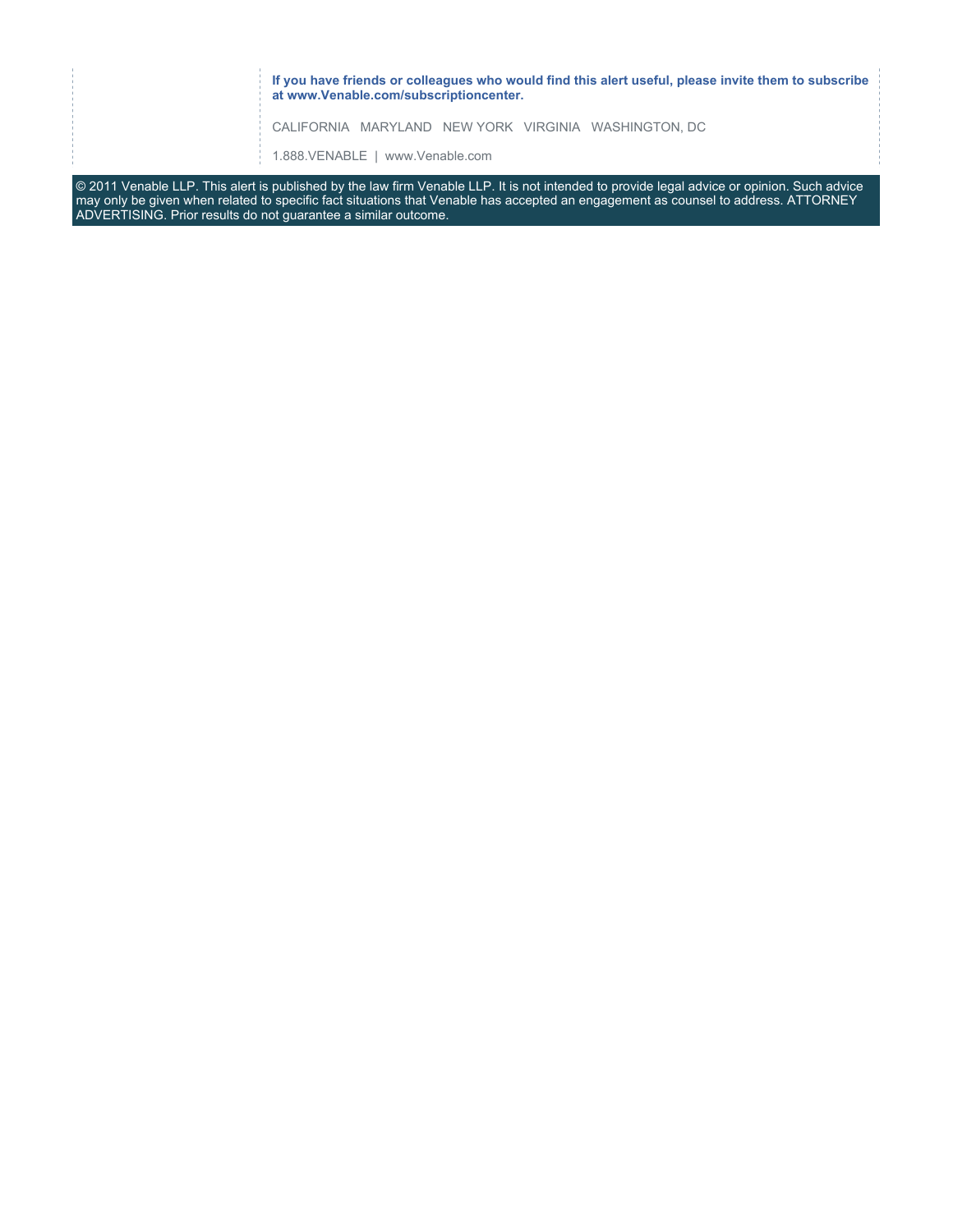**If you have friends or colleagues who would find this alert useful, please invite them to subscribe at www.Venable.com/subscriptioncenter.**

CALIFORNIA   MARYLAND   NEW YORK   VIRGINIA   WASHINGTON, DC

1.888.VENABLE  |  www.Venable.com

© 2011 Venable LLP. This alert is published by the law firm Venable LLP. It is not intended to provide legal advice or opinion. Such advice may only be given when related to specific fact situations that Venable has accepted an engagement as counsel to address. ATTORNEY ADVERTISING. Prior results do not guarantee a similar outcome.